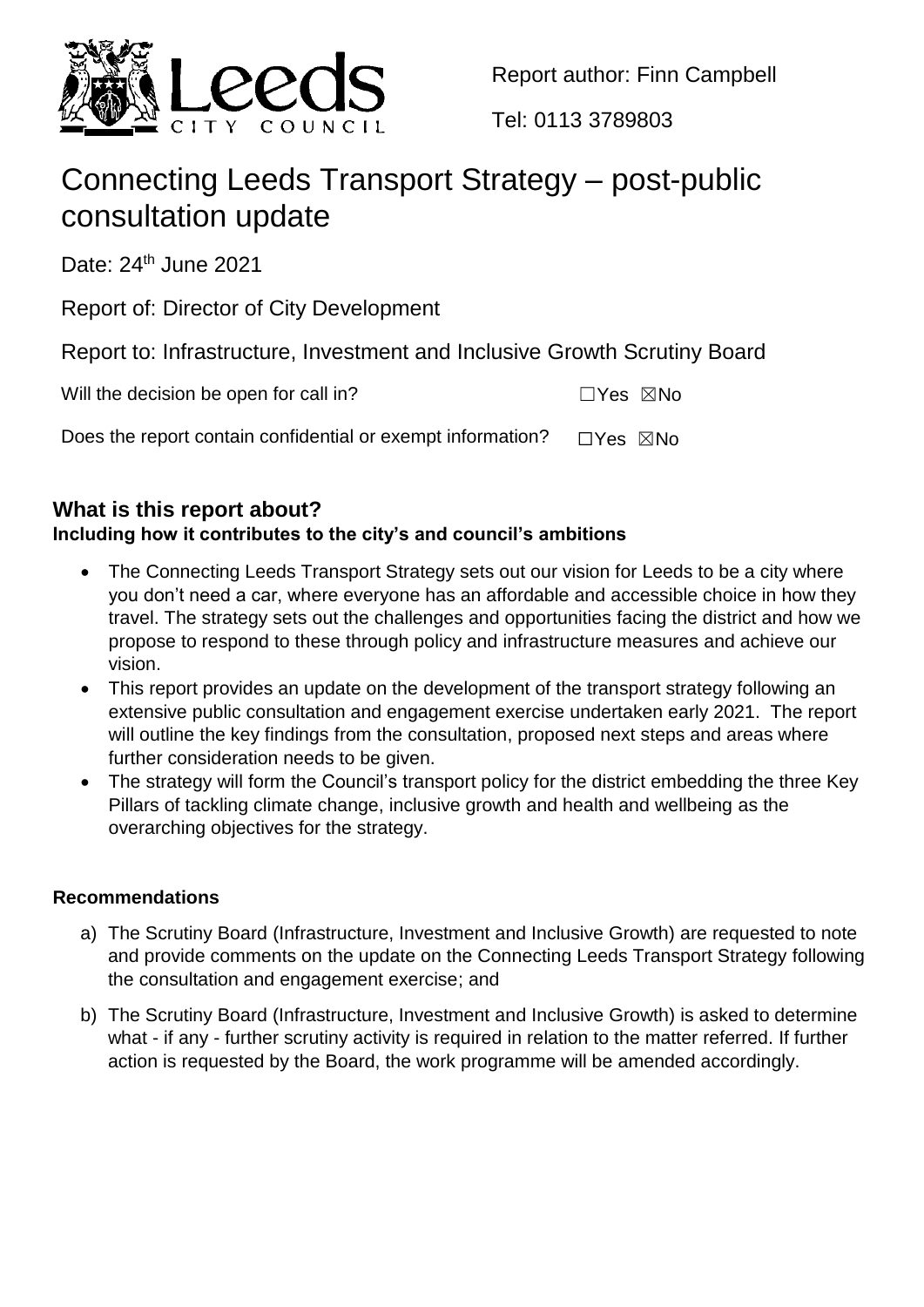Report author: Finn Campbell

Tel: 0113 3789803

# Connecting Leeds Transport Strategy – post-public consultation update

Date: 24th June 2021

Report of: Director of City Development

Report to: Infrastructure, Investment and Inclusive Growth Scrutiny Board

Will the decision be open for call in? ☐Yes ☒No

Does the report contain confidential or exempt information? ☐Yes ☒No

## What is this report about?

**Including how it contributes to the city's and council's ambitions**

- The Connecting Leeds Transport Strategy sets out our vision for Leeds to be a city where you don't need a car, where everyone has an affordable and accessible choice in how they travel. The strategy sets out the challenges and opportunities facing the district and how we propose to respond to these through policy and infrastructure measures and achieve our vision.
- This report provides an update on the development of the transport strategy following an extensive public consultation and engagement exercise undertaken early 2021. The report will outline the key findings from the consultation, proposed next steps and areas where further consideration needs to be given.
- The strategy will form the Council's transport policy for the district embedding the three Key Pillars of tackling climate change, inclusive growth and health and wellbeing as the overarching objectives for the strategy.

### Recommendations

a) The Scrutiny Board (Infrastructure, Investment and Inclusive Growth) are requested to note and provide comments on the update on the Connecting Leeds Transport Strategy following the consultation and engagement exercise; and

b) The Scrutiny Board (Infrastructure, Investment and Inclusive Growth) is asked to determine what - if any - further scrutiny activity is required in relation to the matter referred. If further action is requested by the Board, the work programme will be amended accordingly.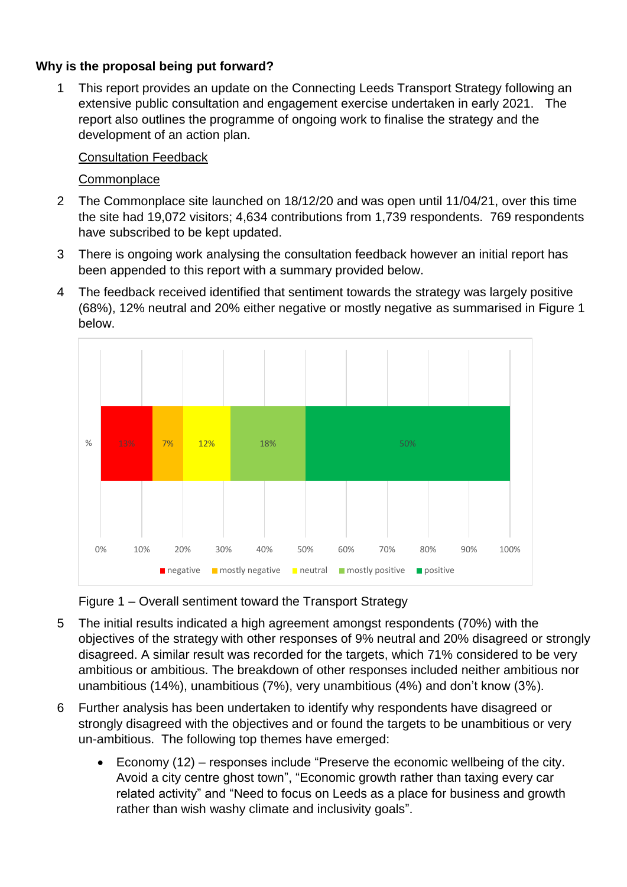**Why is the proposal being put forward?**

1. This report provides an update on the Connecting Leeds Transport Strategy following an extensive public consultation and engagement exercise undertaken in early 2021. The report also outlines the programme of ongoing work to finalise the strategy and the development of an action plan.

<u>Consultation Feedback</u>

<u>Commonplace</u>

2. The Commonplace site launched on 18/12/20 and was open until 11/04/21, over this time the site had 19,072 visitors; 4,634 contributions from 1,739 respondents. 769 respondents have subscribed to be kept updated.

3. There is ongoing work analysing the consultation feedback however an initial report has been appended to this report with a summary provided below.

4. The feedback received identified that sentiment towards the strategy was largely positive (68%), 12% neutral and 20% either negative or mostly negative as summarised in Figure 1 below.

| | negative | mostly negative | neutral | mostly positive | positive |
|---|---|---|---|---|---|
| % | 13% | 7% | 12% | 18% | 50% |

Figure 1 – Overall sentiment toward the Transport Strategy

5. The initial results indicated a high agreement amongst respondents (70%) with the objectives of the strategy with other responses of 9% neutral and 20% disagreed or strongly disagreed. A similar result was recorded for the targets, which 71% considered to be very ambitious or ambitious. The breakdown of other responses included neither ambitious nor unambitious (14%), unambitious (7%), very unambitious (4%) and don't know (3%).

6. Further analysis has been undertaken to identify why respondents have disagreed or strongly disagreed with the objectives and or found the targets to be unambitious or very un-ambitious. The following top themes have emerged:

   - Economy (12) – responses include "Preserve the economic wellbeing of the city. Avoid a city centre ghost town", "Economic growth rather than taxing every car related activity" and "Need to focus on Leeds as a place for business and growth rather than wish washy climate and inclusivity goals".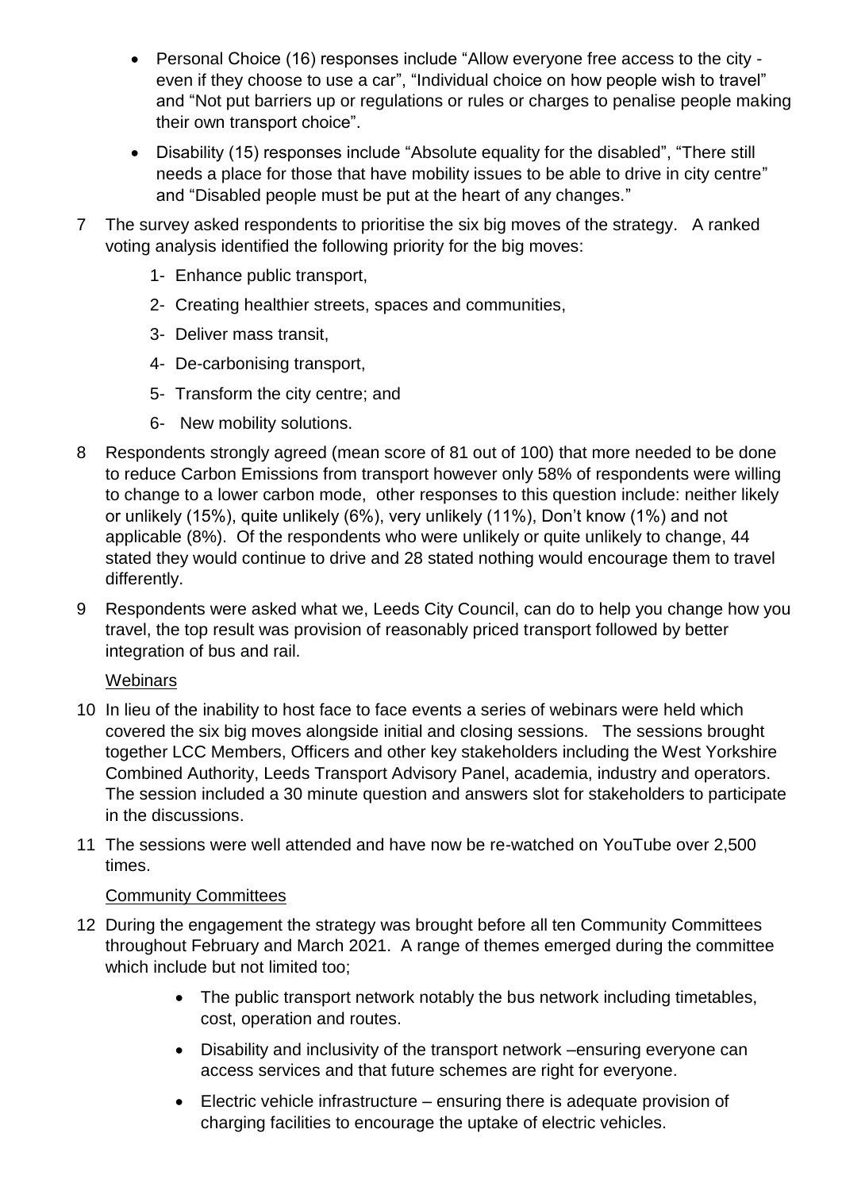- Personal Choice (16) responses include "Allow everyone free access to the city - even if they choose to use a car", "Individual choice on how people wish to travel" and "Not put barriers up or regulations or rules or charges to penalise people making their own transport choice".
- Disability (15) responses include "Absolute equality for the disabled", "There still needs a place for those that have mobility issues to be able to drive in city centre" and "Disabled people must be put at the heart of any changes."

7 The survey asked respondents to prioritise the six big moves of the strategy. A ranked voting analysis identified the following priority for the big moves:

   1- Enhance public transport,
   2- Creating healthier streets, spaces and communities,
   3- Deliver mass transit,
   4- De-carbonising transport,
   5- Transform the city centre; and
   6- New mobility solutions.

8 Respondents strongly agreed (mean score of 81 out of 100) that more needed to be done to reduce Carbon Emissions from transport however only 58% of respondents were willing to change to a lower carbon mode, other responses to this question include: neither likely or unlikely (15%), quite unlikely (6%), very unlikely (11%), Don't know (1%) and not applicable (8%). Of the respondents who were unlikely or quite unlikely to change, 44 stated they would continue to drive and 28 stated nothing would encourage them to travel differently.

9 Respondents were asked what we, Leeds City Council, can do to help you change how you travel, the top result was provision of reasonably priced transport followed by better integration of bus and rail.

<u>Webinars</u>

10 In lieu of the inability to host face to face events a series of webinars were held which covered the six big moves alongside initial and closing sessions. The sessions brought together LCC Members, Officers and other key stakeholders including the West Yorkshire Combined Authority, Leeds Transport Advisory Panel, academia, industry and operators. The session included a 30 minute question and answers slot for stakeholders to participate in the discussions.

11 The sessions were well attended and have now be re-watched on YouTube over 2,500 times.

<u>Community Committees</u>

12 During the engagement the strategy was brought before all ten Community Committees throughout February and March 2021. A range of themes emerged during the committee which include but not limited too;

   - The public transport network notably the bus network including timetables, cost, operation and routes.
   - Disability and inclusivity of the transport network –ensuring everyone can access services and that future schemes are right for everyone.
   - Electric vehicle infrastructure – ensuring there is adequate provision of charging facilities to encourage the uptake of electric vehicles.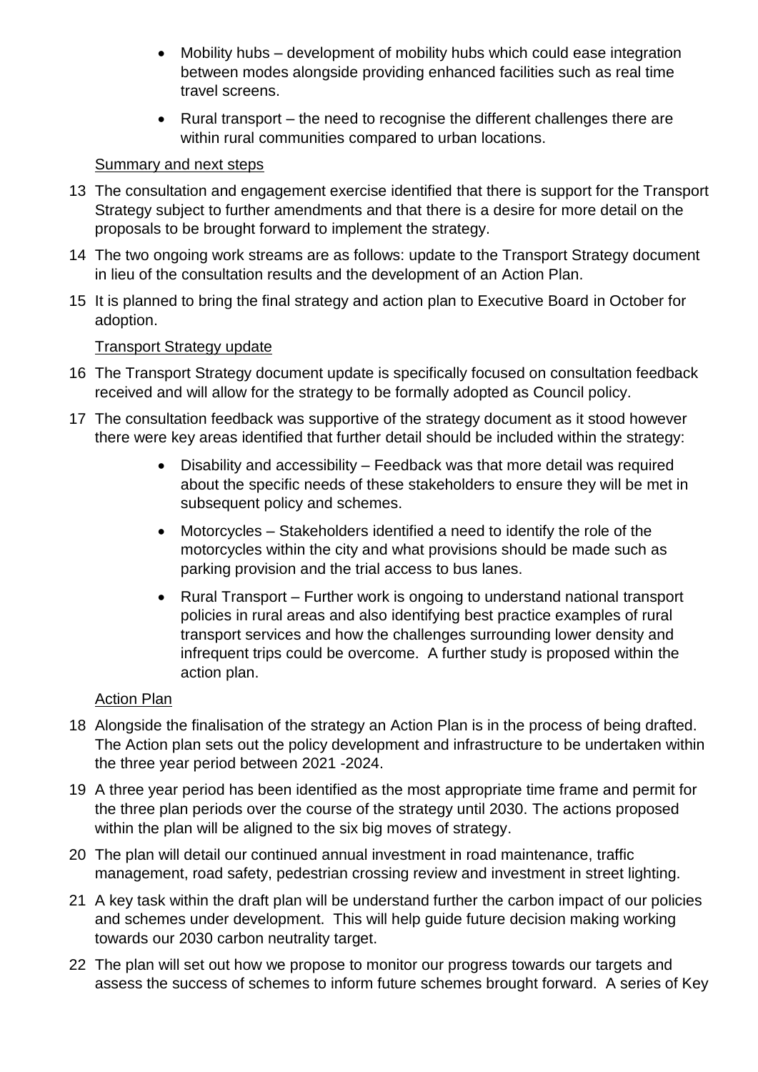- Mobility hubs – development of mobility hubs which could ease integration between modes alongside providing enhanced facilities such as real time travel screens.
- Rural transport – the need to recognise the different challenges there are within rural communities compared to urban locations.

Summary and next steps

13 The consultation and engagement exercise identified that there is support for the Transport Strategy subject to further amendments and that there is a desire for more detail on the proposals to be brought forward to implement the strategy.

14 The two ongoing work streams are as follows: update to the Transport Strategy document in lieu of the consultation results and the development of an Action Plan.

15 It is planned to bring the final strategy and action plan to Executive Board in October for adoption.

Transport Strategy update

16 The Transport Strategy document update is specifically focused on consultation feedback received and will allow for the strategy to be formally adopted as Council policy.

17 The consultation feedback was supportive of the strategy document as it stood however there were key areas identified that further detail should be included within the strategy:

- Disability and accessibility – Feedback was that more detail was required about the specific needs of these stakeholders to ensure they will be met in subsequent policy and schemes.
- Motorcycles – Stakeholders identified a need to identify the role of the motorcycles within the city and what provisions should be made such as parking provision and the trial access to bus lanes.
- Rural Transport – Further work is ongoing to understand national transport policies in rural areas and also identifying best practice examples of rural transport services and how the challenges surrounding lower density and infrequent trips could be overcome. A further study is proposed within the action plan.

Action Plan

18 Alongside the finalisation of the strategy an Action Plan is in the process of being drafted. The Action plan sets out the policy development and infrastructure to be undertaken within the three year period between 2021 -2024.

19 A three year period has been identified as the most appropriate time frame and permit for the three plan periods over the course of the strategy until 2030. The actions proposed within the plan will be aligned to the six big moves of strategy.

20 The plan will detail our continued annual investment in road maintenance, traffic management, road safety, pedestrian crossing review and investment in street lighting.

21 A key task within the draft plan will be understand further the carbon impact of our policies and schemes under development. This will help guide future decision making working towards our 2030 carbon neutrality target.

22 The plan will set out how we propose to monitor our progress towards our targets and assess the success of schemes to inform future schemes brought forward. A series of Key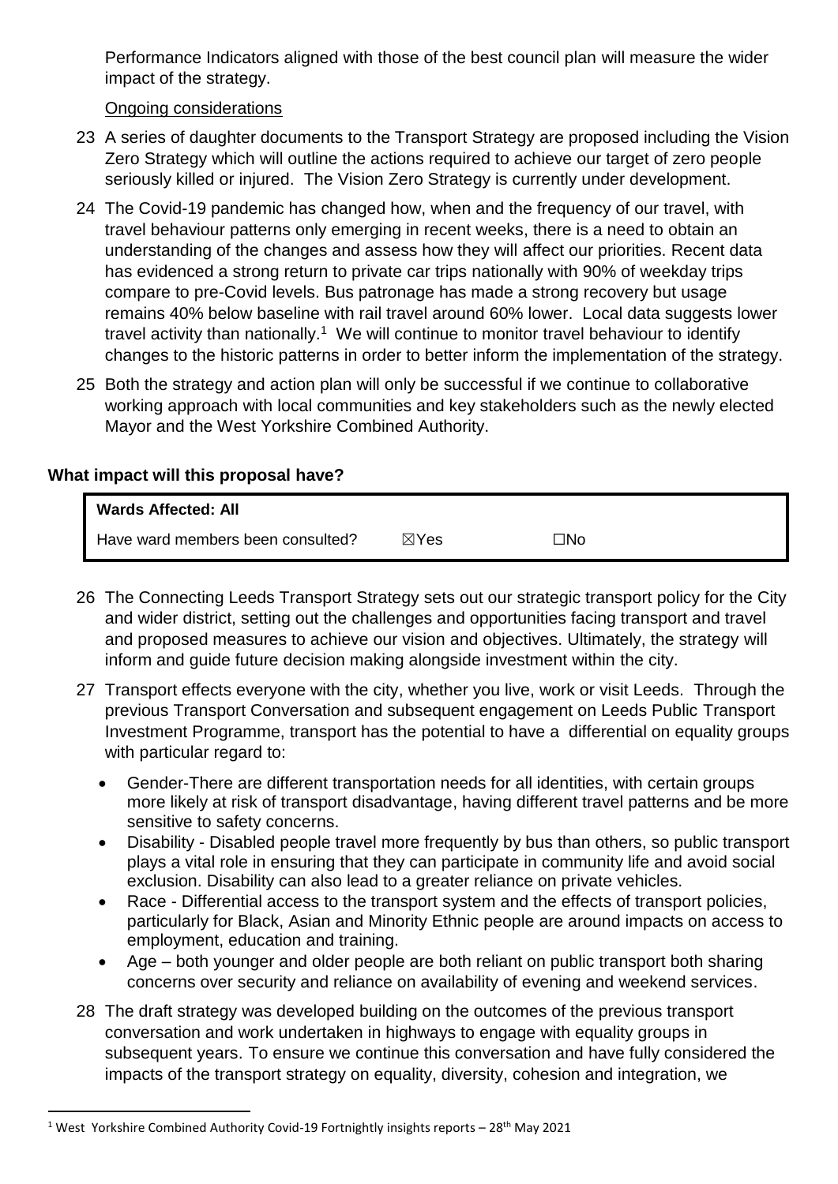Performance Indicators aligned with those of the best council plan will measure the wider impact of the strategy.

Ongoing considerations

23 A series of daughter documents to the Transport Strategy are proposed including the Vision Zero Strategy which will outline the actions required to achieve our target of zero people seriously killed or injured. The Vision Zero Strategy is currently under development.

24 The Covid-19 pandemic has changed how, when and the frequency of our travel, with travel behaviour patterns only emerging in recent weeks, there is a need to obtain an understanding of the changes and assess how they will affect our priorities. Recent data has evidenced a strong return to private car trips nationally with 90% of weekday trips compare to pre-Covid levels. Bus patronage has made a strong recovery but usage remains 40% below baseline with rail travel around 60% lower. Local data suggests lower travel activity than nationally.[1] We will continue to monitor travel behaviour to identify changes to the historic patterns in order to better inform the implementation of the strategy.

25 Both the strategy and action plan will only be successful if we continue to collaborative working approach with local communities and key stakeholders such as the newly elected Mayor and the West Yorkshire Combined Authority.

## What impact will this proposal have?

| **Wards Affected: All** | | |
|---|---|---|
| Have ward members been consulted? | ☒Yes | ☐No |

26 The Connecting Leeds Transport Strategy sets out our strategic transport policy for the City and wider district, setting out the challenges and opportunities facing transport and travel and proposed measures to achieve our vision and objectives. Ultimately, the strategy will inform and guide future decision making alongside investment within the city.

27 Transport effects everyone with the city, whether you live, work or visit Leeds. Through the previous Transport Conversation and subsequent engagement on Leeds Public Transport Investment Programme, transport has the potential to have a differential on equality groups with particular regard to:

- Gender-There are different transportation needs for all identities, with certain groups more likely at risk of transport disadvantage, having different travel patterns and be more sensitive to safety concerns.
- Disability - Disabled people travel more frequently by bus than others, so public transport plays a vital role in ensuring that they can participate in community life and avoid social exclusion. Disability can also lead to a greater reliance on private vehicles.
- Race - Differential access to the transport system and the effects of transport policies, particularly for Black, Asian and Minority Ethnic people are around impacts on access to employment, education and training.
- Age – both younger and older people are both reliant on public transport both sharing concerns over security and reliance on availability of evening and weekend services.

28 The draft strategy was developed building on the outcomes of the previous transport conversation and work undertaken in highways to engage with equality groups in subsequent years. To ensure we continue this conversation and have fully considered the impacts of the transport strategy on equality, diversity, cohesion and integration, we

[1] West Yorkshire Combined Authority Covid-19 Fortnightly insights reports – 28th May 2021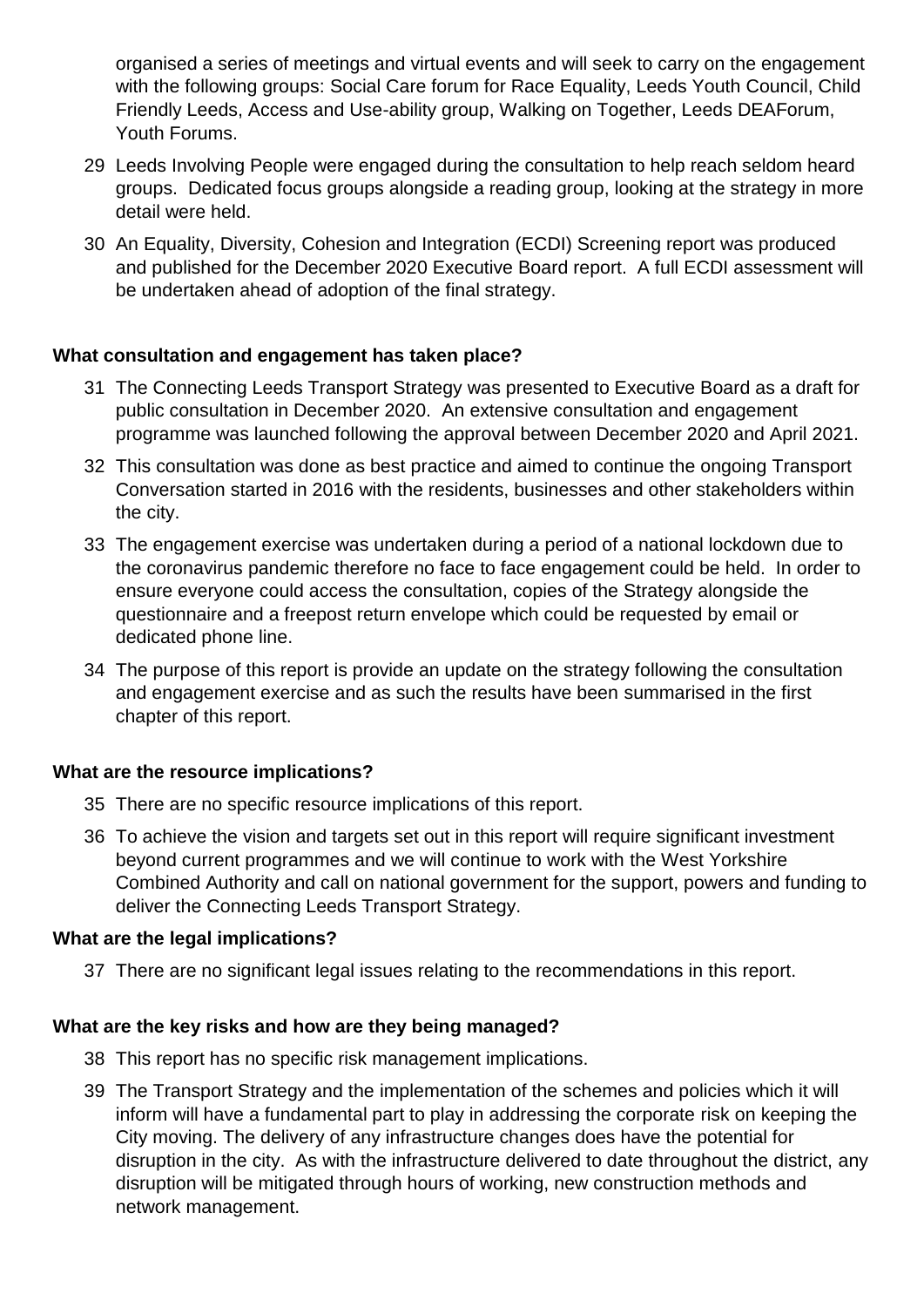organised a series of meetings and virtual events and will seek to carry on the engagement with the following groups: Social Care forum for Race Equality, Leeds Youth Council, Child Friendly Leeds, Access and Use-ability group, Walking on Together, Leeds DEAForum, Youth Forums.

29 Leeds Involving People were engaged during the consultation to help reach seldom heard groups. Dedicated focus groups alongside a reading group, looking at the strategy in more detail were held.

30 An Equality, Diversity, Cohesion and Integration (ECDI) Screening report was produced and published for the December 2020 Executive Board report. A full ECDI assessment will be undertaken ahead of adoption of the final strategy.

**What consultation and engagement has taken place?**

31 The Connecting Leeds Transport Strategy was presented to Executive Board as a draft for public consultation in December 2020. An extensive consultation and engagement programme was launched following the approval between December 2020 and April 2021.

32 This consultation was done as best practice and aimed to continue the ongoing Transport Conversation started in 2016 with the residents, businesses and other stakeholders within the city.

33 The engagement exercise was undertaken during a period of a national lockdown due to the coronavirus pandemic therefore no face to face engagement could be held. In order to ensure everyone could access the consultation, copies of the Strategy alongside the questionnaire and a freepost return envelope which could be requested by email or dedicated phone line.

34 The purpose of this report is provide an update on the strategy following the consultation and engagement exercise and as such the results have been summarised in the first chapter of this report.

**What are the resource implications?**

35 There are no specific resource implications of this report.

36 To achieve the vision and targets set out in this report will require significant investment beyond current programmes and we will continue to work with the West Yorkshire Combined Authority and call on national government for the support, powers and funding to deliver the Connecting Leeds Transport Strategy.

**What are the legal implications?**

37 There are no significant legal issues relating to the recommendations in this report.

**What are the key risks and how are they being managed?**

38 This report has no specific risk management implications.

39 The Transport Strategy and the implementation of the schemes and policies which it will inform will have a fundamental part to play in addressing the corporate risk on keeping the City moving. The delivery of any infrastructure changes does have the potential for disruption in the city. As with the infrastructure delivered to date throughout the district, any disruption will be mitigated through hours of working, new construction methods and network management.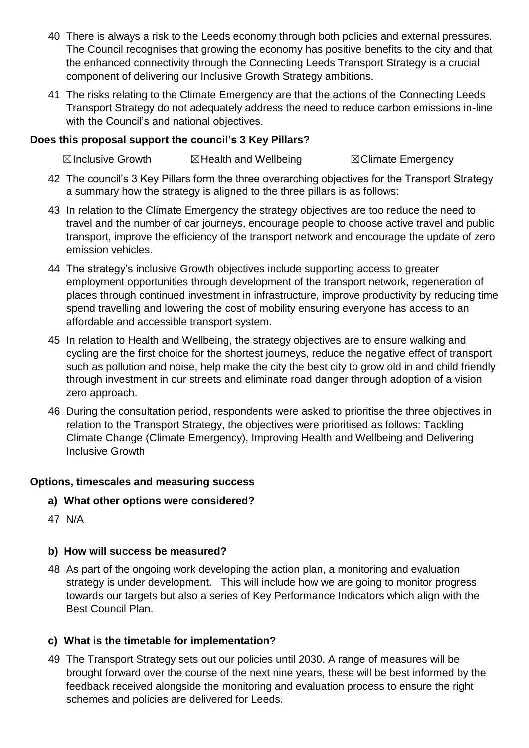40 There is always a risk to the Leeds economy through both policies and external pressures. The Council recognises that growing the economy has positive benefits to the city and that the enhanced connectivity through the Connecting Leeds Transport Strategy is a crucial component of delivering our Inclusive Growth Strategy ambitions.

41 The risks relating to the Climate Emergency are that the actions of the Connecting Leeds Transport Strategy do not adequately address the need to reduce carbon emissions in-line with the Council's and national objectives.

**Does this proposal support the council's 3 Key Pillars?**

☒Inclusive Growth ☒Health and Wellbeing ☒Climate Emergency

42 The council's 3 Key Pillars form the three overarching objectives for the Transport Strategy a summary how the strategy is aligned to the three pillars is as follows:

43 In relation to the Climate Emergency the strategy objectives are too reduce the need to travel and the number of car journeys, encourage people to choose active travel and public transport, improve the efficiency of the transport network and encourage the update of zero emission vehicles.

44 The strategy's inclusive Growth objectives include supporting access to greater employment opportunities through development of the transport network, regeneration of places through continued investment in infrastructure, improve productivity by reducing time spend travelling and lowering the cost of mobility ensuring everyone has access to an affordable and accessible transport system.

45 In relation to Health and Wellbeing, the strategy objectives are to ensure walking and cycling are the first choice for the shortest journeys, reduce the negative effect of transport such as pollution and noise, help make the city the best city to grow old in and child friendly through investment in our streets and eliminate road danger through adoption of a vision zero approach.

46 During the consultation period, respondents were asked to prioritise the three objectives in relation to the Transport Strategy, the objectives were prioritised as follows: Tackling Climate Change (Climate Emergency), Improving Health and Wellbeing and Delivering Inclusive Growth

**Options, timescales and measuring success**

**a) What other options were considered?**

47 N/A

**b) How will success be measured?**

48 As part of the ongoing work developing the action plan, a monitoring and evaluation strategy is under development. This will include how we are going to monitor progress towards our targets but also a series of Key Performance Indicators which align with the Best Council Plan.

**c) What is the timetable for implementation?**

49 The Transport Strategy sets out our policies until 2030. A range of measures will be brought forward over the course of the next nine years, these will be best informed by the feedback received alongside the monitoring and evaluation process to ensure the right schemes and policies are delivered for Leeds.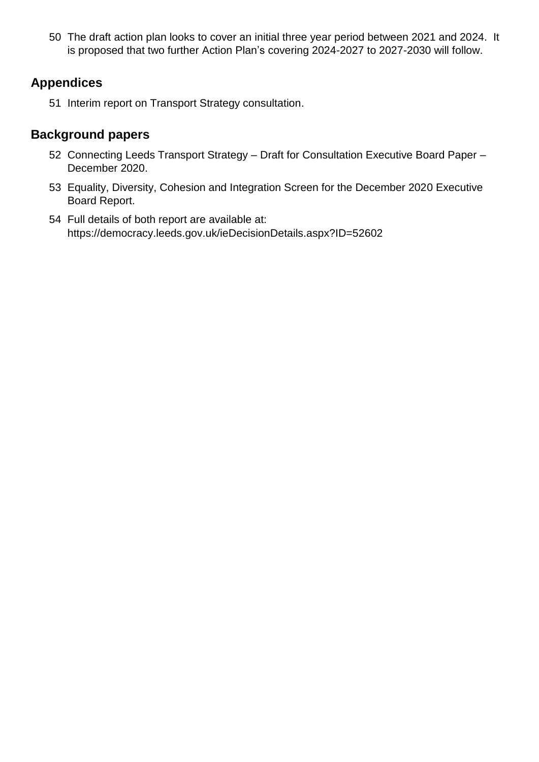50 The draft action plan looks to cover an initial three year period between 2021 and 2024. It is proposed that two further Action Plan's covering 2024-2027 to 2027-2030 will follow.

## Appendices

51 Interim report on Transport Strategy consultation.

## Background papers

52 Connecting Leeds Transport Strategy – Draft for Consultation Executive Board Paper – December 2020.

53 Equality, Diversity, Cohesion and Integration Screen for the December 2020 Executive Board Report.

54 Full details of both report are available at: https://democracy.leeds.gov.uk/ieDecisionDetails.aspx?ID=52602